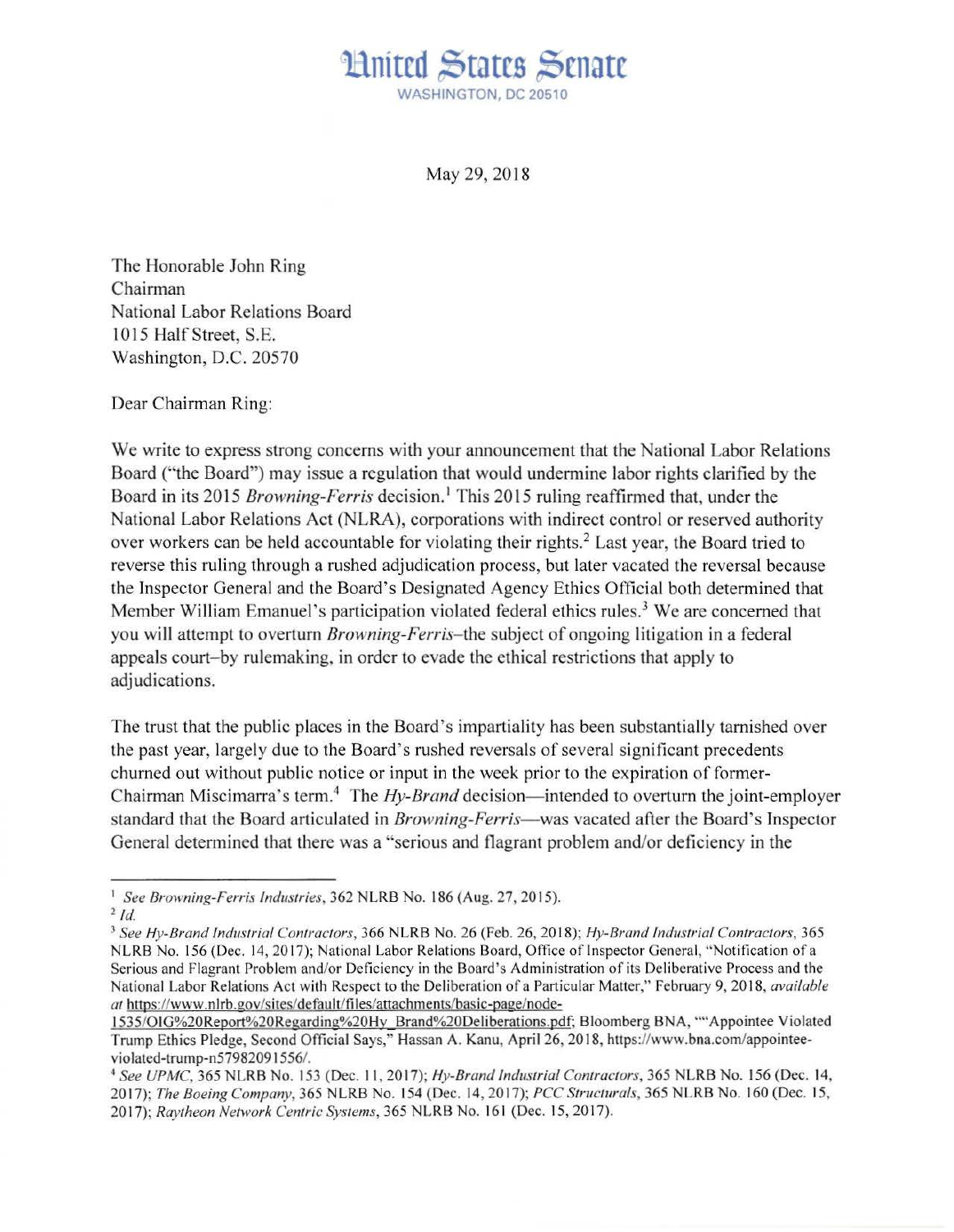# United States Senate

WASHINGTON, DC 20510

May 29, 2018

The Honorable John Ring
Chairman
National Labor Relations Board
1015 Half Street, S.E.
Washington, D.C. 20570

Dear Chairman Ring:

We write to express strong concerns with your announcement that the National Labor Relations Board ("the Board") may issue a regulation that would undermine labor rights clarified by the Board in its 2015 *Browning-Ferris* decision.[1] This 2015 ruling reaffirmed that, under the National Labor Relations Act (NLRA), corporations with indirect control or reserved authority over workers can be held accountable for violating their rights.[2] Last year, the Board tried to reverse this ruling through a rushed adjudication process, but later vacated the reversal because the Inspector General and the Board's Designated Agency Ethics Official both determined that Member William Emanuel's participation violated federal ethics rules.[3] We are concerned that you will attempt to overturn *Browning-Ferris*–the subject of ongoing litigation in a federal appeals court–by rulemaking, in order to evade the ethical restrictions that apply to adjudications.

The trust that the public places in the Board's impartiality has been substantially tarnished over the past year, largely due to the Board's rushed reversals of several significant precedents churned out without public notice or input in the week prior to the expiration of former-Chairman Miscimarra's term.[4] The *Hy-Brand* decision—intended to overturn the joint-employer standard that the Board articulated in *Browning-Ferris*—was vacated after the Board's Inspector General determined that there was a "serious and flagrant problem and/or deficiency in the

---

[1] *See Browning-Ferris Industries*, 362 NLRB No. 186 (Aug. 27, 2015).

[2] *Id.*

[3] *See Hy-Brand Industrial Contractors*, 366 NLRB No. 26 (Feb. 26, 2018); *Hy-Brand Industrial Contractors*, 365 NLRB No. 156 (Dec. 14, 2017); National Labor Relations Board, Office of Inspector General, "Notification of a Serious and Flagrant Problem and/or Deficiency in the Board's Administration of its Deliberative Process and the National Labor Relations Act with Respect to the Deliberation of a Particular Matter," February 9, 2018, *available at* https://www.nlrb.gov/sites/default/files/attachments/basic-page/node-1535/OIG%20Report%20Regarding%20Hy_Brand%20Deliberations.pdf; Bloomberg BNA, ""Appointee Violated Trump Ethics Pledge, Second Official Says," Hassan A. Kanu, April 26, 2018, https://www.bna.com/appointee-violated-trump-n57982091556/.

[4] *See UPMC*, 365 NLRB No. 153 (Dec. 11, 2017); *Hy-Brand Industrial Contractors*, 365 NLRB No. 156 (Dec. 14, 2017); *The Boeing Company*, 365 NLRB No. 154 (Dec. 14, 2017); *PCC Structurals*, 365 NLRB No. 160 (Dec. 15, 2017); *Raytheon Network Centric Systems*, 365 NLRB No. 161 (Dec. 15, 2017).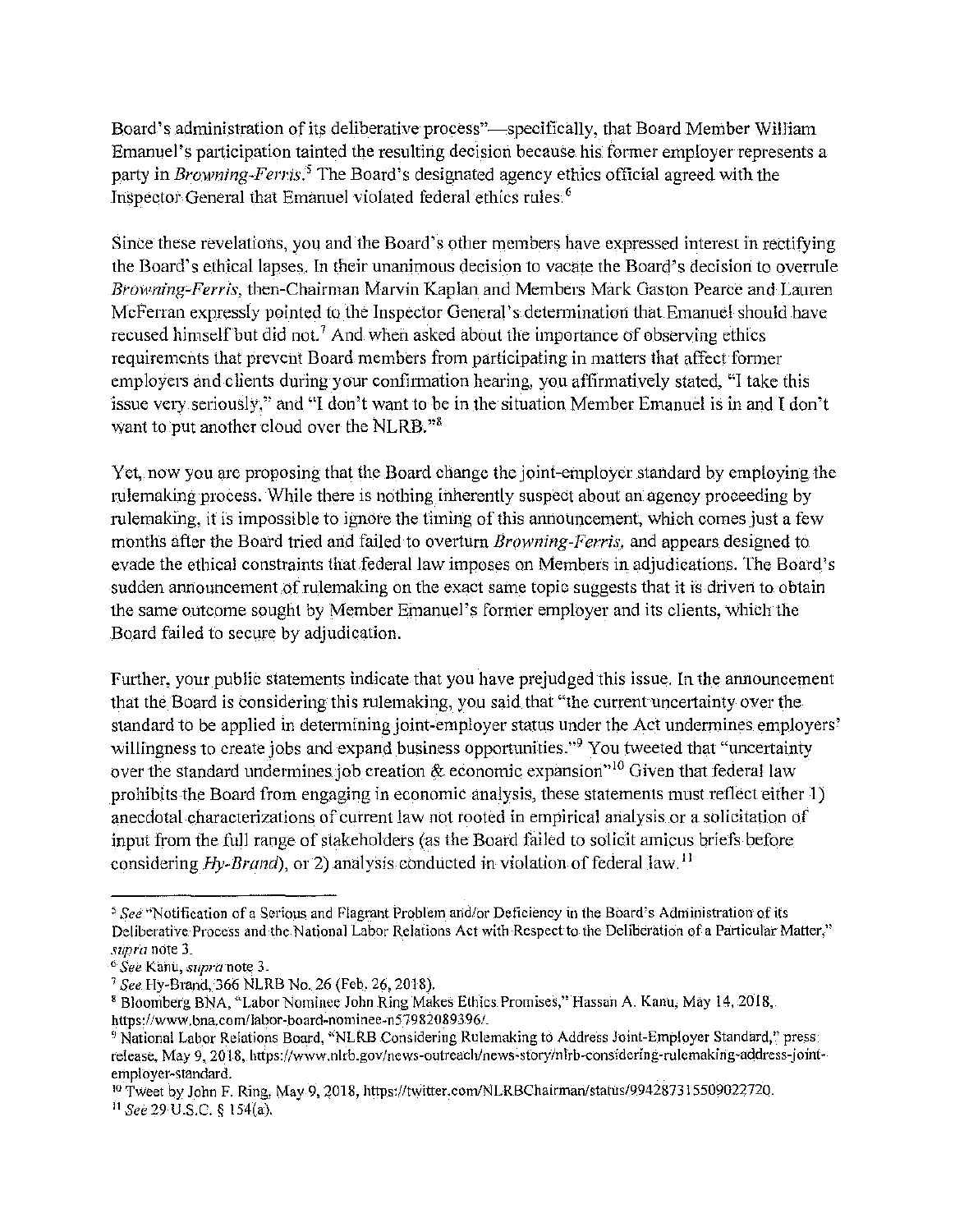Board's administration of its deliberative process"—specifically, that Board Member William Emanuel's participation tainted the resulting decision because his former employer represents a party in *Browning-Ferris*.[5] The Board's designated agency ethics official agreed with the Inspector General that Emanuel violated federal ethics rules.[6]

Since these revelations, you and the Board's other members have expressed interest in rectifying the Board's ethical lapses. In their unanimous decision to vacate the Board's decision to overrule *Browning-Ferris*, then-Chairman Marvin Kaplan and Members Mark Gaston Pearce and Lauren McFerran expressly pointed to the Inspector General's determination that Emanuel should have recused himself but did not.[7] And when asked about the importance of observing ethics requirements that prevent Board members from participating in matters that affect former employers and clients during your confirmation hearing, you affirmatively stated, "I take this issue very seriously," and "I don't want to be in the situation Member Emanuel is in and I don't want to put another cloud over the NLRB."[8]

Yet, now you are proposing that the Board change the joint-employer standard by employing the rulemaking process. While there is nothing inherently suspect about an agency proceeding by rulemaking, it is impossible to ignore the timing of this announcement, which comes just a few months after the Board tried and failed to overturn *Browning-Ferris*, and appears designed to evade the ethical constraints that federal law imposes on Members in adjudications. The Board's sudden announcement of rulemaking on the exact same topic suggests that it is driven to obtain the same outcome sought by Member Emanuel's former employer and its clients, which the Board failed to secure by adjudication.

Further, your public statements indicate that you have prejudged this issue. In the announcement that the Board is considering this rulemaking, you said that "the current uncertainty over the standard to be applied in determining joint-employer status under the Act undermines employers' willingness to create jobs and expand business opportunities."[9] You tweeted that "uncertainty over the standard undermines job creation & economic expansion"[10] Given that federal law prohibits the Board from engaging in economic analysis, these statements must reflect either 1) anecdotal characterizations of current law not rooted in empirical analysis or a solicitation of input from the full range of stakeholders (as the Board failed to solicit amicus briefs before considering *Hy-Brand*), or 2) analysis conducted in violation of federal law.[11]

---

[5] *See* "Notification of a Serious and Flagrant Problem and/or Deficiency in the Board's Administration of its Deliberative Process and the National Labor Relations Act with Respect to the Deliberation of a Particular Matter," *supra* note 3.

[6] *See* Kanu, *supra* note 3.

[7] *See* Hy-Brand, 366 NLRB No. 26 (Feb. 26, 2018).

[8] Bloomberg BNA, "Labor Nominee John Ring Makes Ethics Promises," Hassan A. Kanu, May 14, 2018, https://www.bna.com/labor-board-nominee-n57982089396/.

[9] National Labor Relations Board, "NLRB Considering Rulemaking to Address Joint-Employer Standard," press release, May 9, 2018, https://www.nlrb.gov/news-outreach/news-story/nlrb-considering-rulemaking-address-joint-employer-standard.

[10] Tweet by John F. Ring, May 9, 2018, https://twitter.com/NLRBChairman/status/994287315509022720.

[11] *See* 29 U.S.C. § 154(a).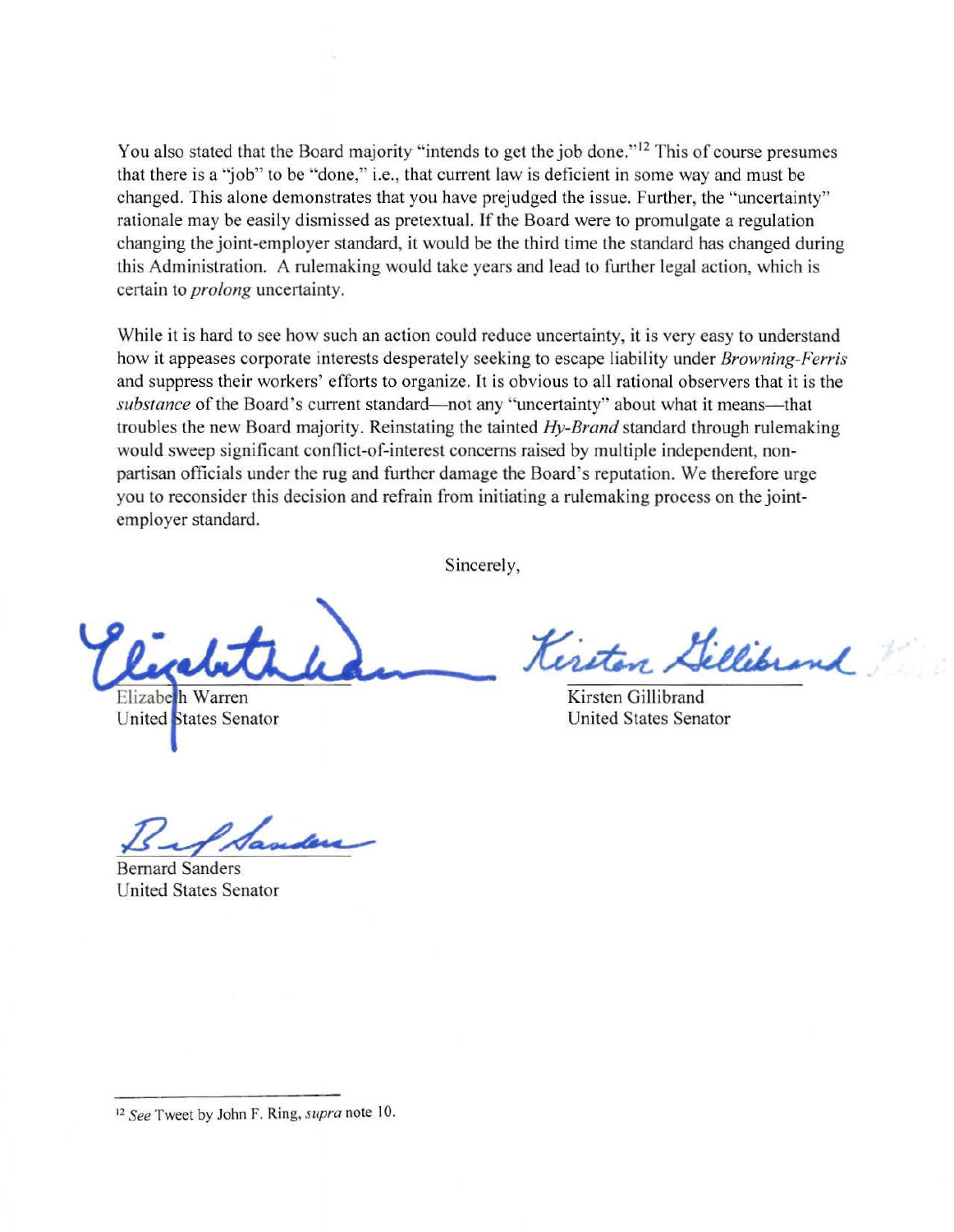You also stated that the Board majority "intends to get the job done."[12] This of course presumes that there is a "job" to be "done," i.e., that current law is deficient in some way and must be changed. This alone demonstrates that you have prejudged the issue. Further, the "uncertainty" rationale may be easily dismissed as pretextual. If the Board were to promulgate a regulation changing the joint-employer standard, it would be the third time the standard has changed during this Administration. A rulemaking would take years and lead to further legal action, which is certain to *prolong* uncertainty.

While it is hard to see how such an action could reduce uncertainty, it is very easy to understand how it appeases corporate interests desperately seeking to escape liability under *Browning-Ferris* and suppress their workers' efforts to organize. It is obvious to all rational observers that it is the *substance* of the Board's current standard—not any "uncertainty" about what it means—that troubles the new Board majority. Reinstating the tainted *Hy-Brand* standard through rulemaking would sweep significant conflict-of-interest concerns raised by multiple independent, non-partisan officials under the rug and further damage the Board's reputation. We therefore urge you to reconsider this decision and refrain from initiating a rulemaking process on the joint-employer standard.

Sincerely,

Elizabeth Warren
United States Senator

Kirsten Gillibrand
United States Senator

Bernard Sanders
United States Senator

---

[12] *See* Tweet by John F. Ring, *supra* note 10.